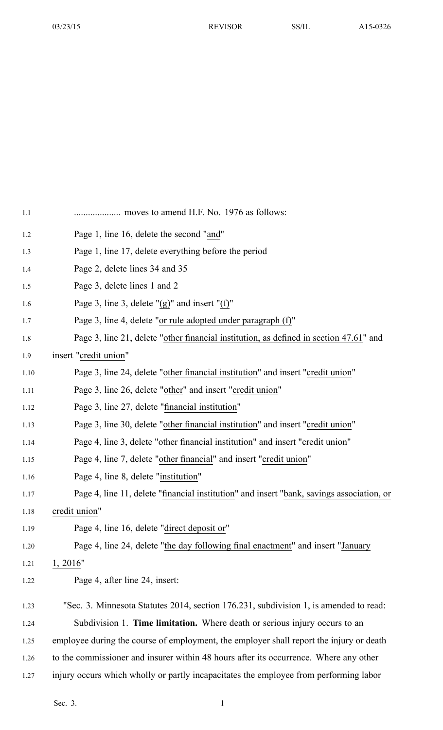1.1 .................... moves to amend H.F. No. 1976 as follows:

1.2 Page 1, line 16, delete the second "and"

1.3 Page 1, line 17, delete everything before the period

1.4 Page 2, delete lines 34 and 35

1.5 Page 3, delete lines 1 and 2

1.6 Page 3, line 3, delete "(g)" and insert "(f)"

1.7 Page 3, line 4, delete "or rule adopted under paragraph (f)"

1.8 Page 3, line 21, delete "other financial institution, as defined in section 47.61" and
1.9 insert "credit union"

1.10 Page 3, line 24, delete "other financial institution" and insert "credit union"

1.11 Page 3, line 26, delete "other" and insert "credit union"

1.12 Page 3, line 27, delete "financial institution"

1.13 Page 3, line 30, delete "other financial institution" and insert "credit union"

1.14 Page 4, line 3, delete "other financial institution" and insert "credit union"

1.15 Page 4, line 7, delete "other financial" and insert "credit union"

1.16 Page 4, line 8, delete "institution"

1.17 Page 4, line 11, delete "financial institution" and insert "bank, savings association, or
1.18 credit union"

1.19 Page 4, line 16, delete "direct deposit or"

1.20 Page 4, line 24, delete "the day following final enactment" and insert "January
1.21 1, 2016"

1.22 Page 4, after line 24, insert:

1.23 "Sec. 3. Minnesota Statutes 2014, section 176.231, subdivision 1, is amended to read:

1.24 Subdivision 1. **Time limitation.** Where death or serious injury occurs to an
1.25 employee during the course of employment, the employer shall report the injury or death
1.26 to the commissioner and insurer within 48 hours after its occurrence. Where any other
1.27 injury occurs which wholly or partly incapacitates the employee from performing labor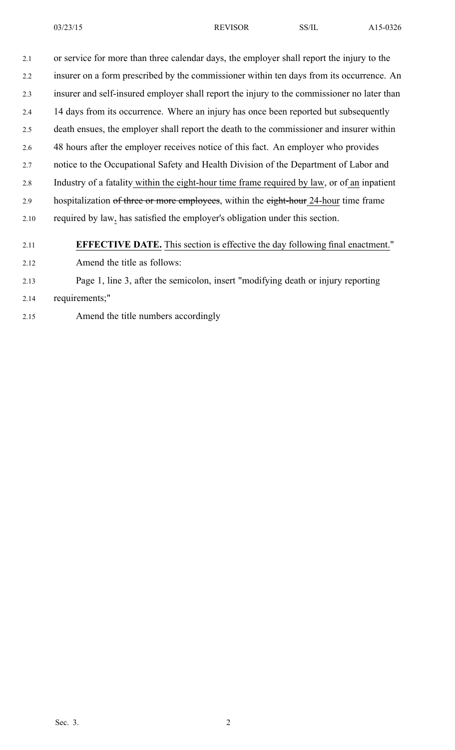2.1 or service for more than three calendar days, the employer shall report the injury to the
2.2 insurer on a form prescribed by the commissioner within ten days from its occurrence. An
2.3 insurer and self-insured employer shall report the injury to the commissioner no later than
2.4 14 days from its occurrence. Where an injury has once been reported but subsequently
2.5 death ensues, the employer shall report the death to the commissioner and insurer within
2.6 48 hours after the employer receives notice of this fact. An employer who provides
2.7 notice to the Occupational Safety and Health Division of the Department of Labor and
2.8 Industry of a fatality within the eight-hour time frame required by law, or of an inpatient
2.9 hospitalization ~~of three or more employees~~, within the ~~eight-hour~~ 24-hour time frame
2.10 required by law, has satisfied the employer's obligation under this section.

2.11 **EFFECTIVE DATE.** This section is effective the day following final enactment."

2.12 Amend the title as follows:

2.13 Page 1, line 3, after the semicolon, insert "modifying death or injury reporting
2.14 requirements;"

2.15 Amend the title numbers accordingly